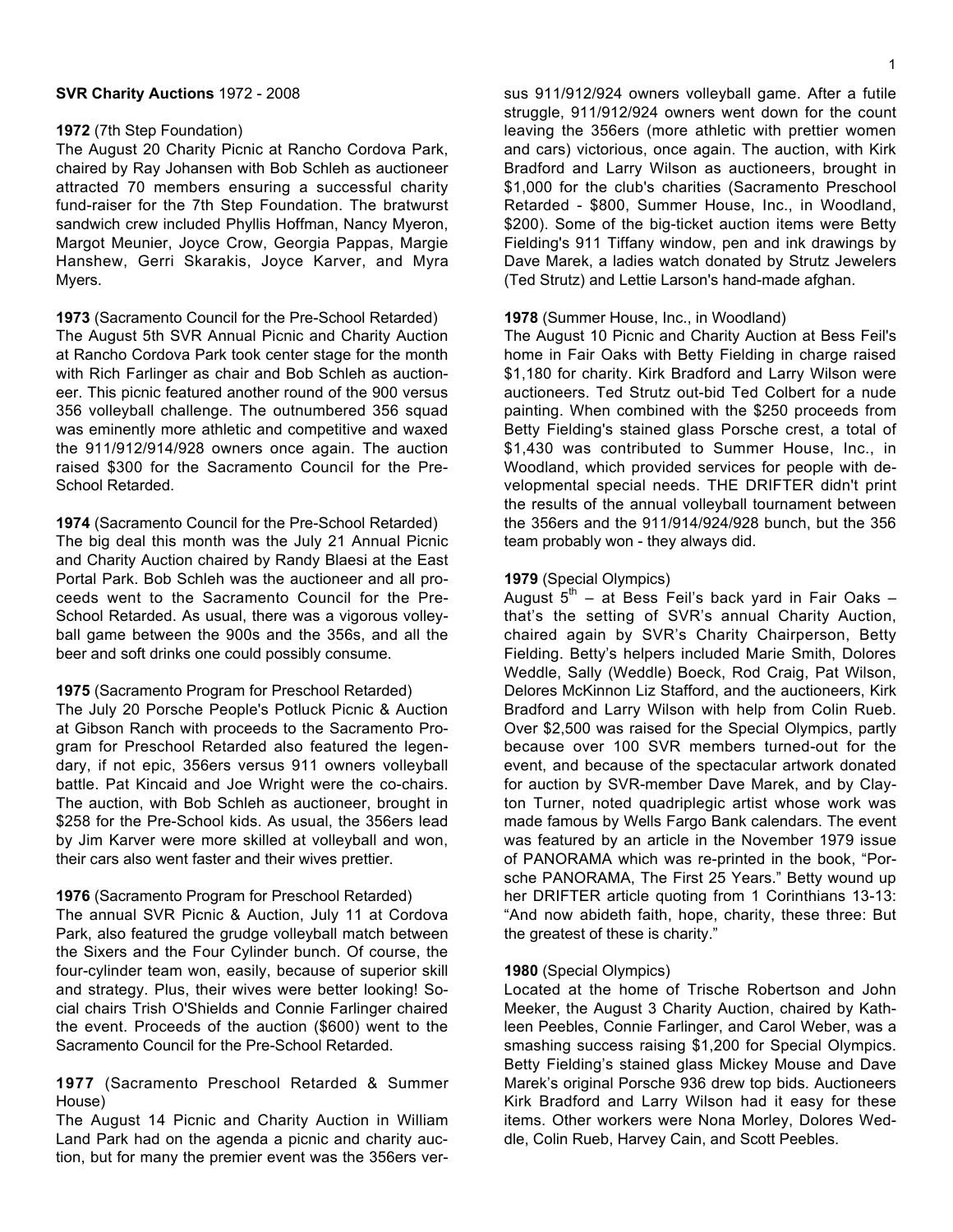**SVR Charity Auctions** 1972 - 2008

**1972** (7th Step Foundation)
The August 20 Charity Picnic at Rancho Cordova Park, chaired by Ray Johansen with Bob Schleh as auctioneer attracted 70 members ensuring a successful charity fund-raiser for the 7th Step Foundation. The bratwurst sandwich crew included Phyllis Hoffman, Nancy Myeron, Margot Meunier, Joyce Crow, Georgia Pappas, Margie Hanshew, Gerri Skarakis, Joyce Karver, and Myra Myers.

**1973** (Sacramento Council for the Pre-School Retarded)
The August 5th SVR Annual Picnic and Charity Auction at Rancho Cordova Park took center stage for the month with Rich Farlinger as chair and Bob Schleh as auctioneer. This picnic featured another round of the 900 versus 356 volleyball challenge. The outnumbered 356 squad was eminently more athletic and competitive and waxed the 911/912/914/928 owners once again. The auction raised $300 for the Sacramento Council for the Pre-School Retarded.

**1974** (Sacramento Council for the Pre-School Retarded)
The big deal this month was the July 21 Annual Picnic and Charity Auction chaired by Randy Blaesi at the East Portal Park. Bob Schleh was the auctioneer and all proceeds went to the Sacramento Council for the Pre-School Retarded. As usual, there was a vigorous volleyball game between the 900s and the 356s, and all the beer and soft drinks one could possibly consume.

**1975** (Sacramento Program for Preschool Retarded)
The July 20 Porsche People's Potluck Picnic & Auction at Gibson Ranch with proceeds to the Sacramento Program for Preschool Retarded also featured the legendary, if not epic, 356ers versus 911 owners volleyball battle. Pat Kincaid and Joe Wright were the co-chairs. The auction, with Bob Schleh as auctioneer, brought in $258 for the Pre-School kids. As usual, the 356ers lead by Jim Karver were more skilled at volleyball and won, their cars also went faster and their wives prettier.

**1976** (Sacramento Program for Preschool Retarded)
The annual SVR Picnic & Auction, July 11 at Cordova Park, also featured the grudge volleyball match between the Sixers and the Four Cylinder bunch. Of course, the four-cylinder team won, easily, because of superior skill and strategy. Plus, their wives were better looking! Social chairs Trish O'Shields and Connie Farlinger chaired the event. Proceeds of the auction ($600) went to the Sacramento Council for the Pre-School Retarded.

**1977** (Sacramento Preschool Retarded & Summer House)
The August 14 Picnic and Charity Auction in William Land Park had on the agenda a picnic and charity auction, but for many the premier event was the 356ers versus 911/912/924 owners volleyball game. After a futile struggle, 911/912/924 owners went down for the count leaving the 356ers (more athletic with prettier women and cars) victorious, once again. The auction, with Kirk Bradford and Larry Wilson as auctioneers, brought in $1,000 for the club's charities (Sacramento Preschool Retarded - $800, Summer House, Inc., in Woodland, $200). Some of the big-ticket auction items were Betty Fielding's 911 Tiffany window, pen and ink drawings by Dave Marek, a ladies watch donated by Strutz Jewelers (Ted Strutz) and Lettie Larson's hand-made afghan.

**1978** (Summer House, Inc., in Woodland)
The August 10 Picnic and Charity Auction at Bess Feil's home in Fair Oaks with Betty Fielding in charge raised $1,180 for charity. Kirk Bradford and Larry Wilson were auctioneers. Ted Strutz out-bid Ted Colbert for a nude painting. When combined with the $250 proceeds from Betty Fielding's stained glass Porsche crest, a total of $1,430 was contributed to Summer House, Inc., in Woodland, which provided services for people with developmental special needs. THE DRIFTER didn't print the results of the annual volleyball tournament between the 356ers and the 911/914/924/928 bunch, but the 356 team probably won - they always did.

**1979** (Special Olympics)
August 5th – at Bess Feil's back yard in Fair Oaks – that's the setting of SVR's annual Charity Auction, chaired again by SVR's Charity Chairperson, Betty Fielding. Betty's helpers included Marie Smith, Dolores Weddle, Sally (Weddle) Boeck, Rod Craig, Pat Wilson, Delores McKinnon Liz Stafford, and the auctioneers, Kirk Bradford and Larry Wilson with help from Colin Rueb. Over $2,500 was raised for the Special Olympics, partly because over 100 SVR members turned-out for the event, and because of the spectacular artwork donated for auction by SVR-member Dave Marek, and by Clayton Turner, noted quadriplegic artist whose work was made famous by Wells Fargo Bank calendars. The event was featured by an article in the November 1979 issue of PANORAMA which was re-printed in the book, "Porsche PANORAMA, The First 25 Years." Betty wound up her DRIFTER article quoting from 1 Corinthians 13-13: "And now abideth faith, hope, charity, these three: But the greatest of these is charity."

**1980** (Special Olympics)
Located at the home of Trische Robertson and John Meeker, the August 3 Charity Auction, chaired by Kathleen Peebles, Connie Farlinger, and Carol Weber, was a smashing success raising $1,200 for Special Olympics. Betty Fielding's stained glass Mickey Mouse and Dave Marek's original Porsche 936 drew top bids. Auctioneers Kirk Bradford and Larry Wilson had it easy for these items. Other workers were Nona Morley, Dolores Weddle, Colin Rueb, Harvey Cain, and Scott Peebles.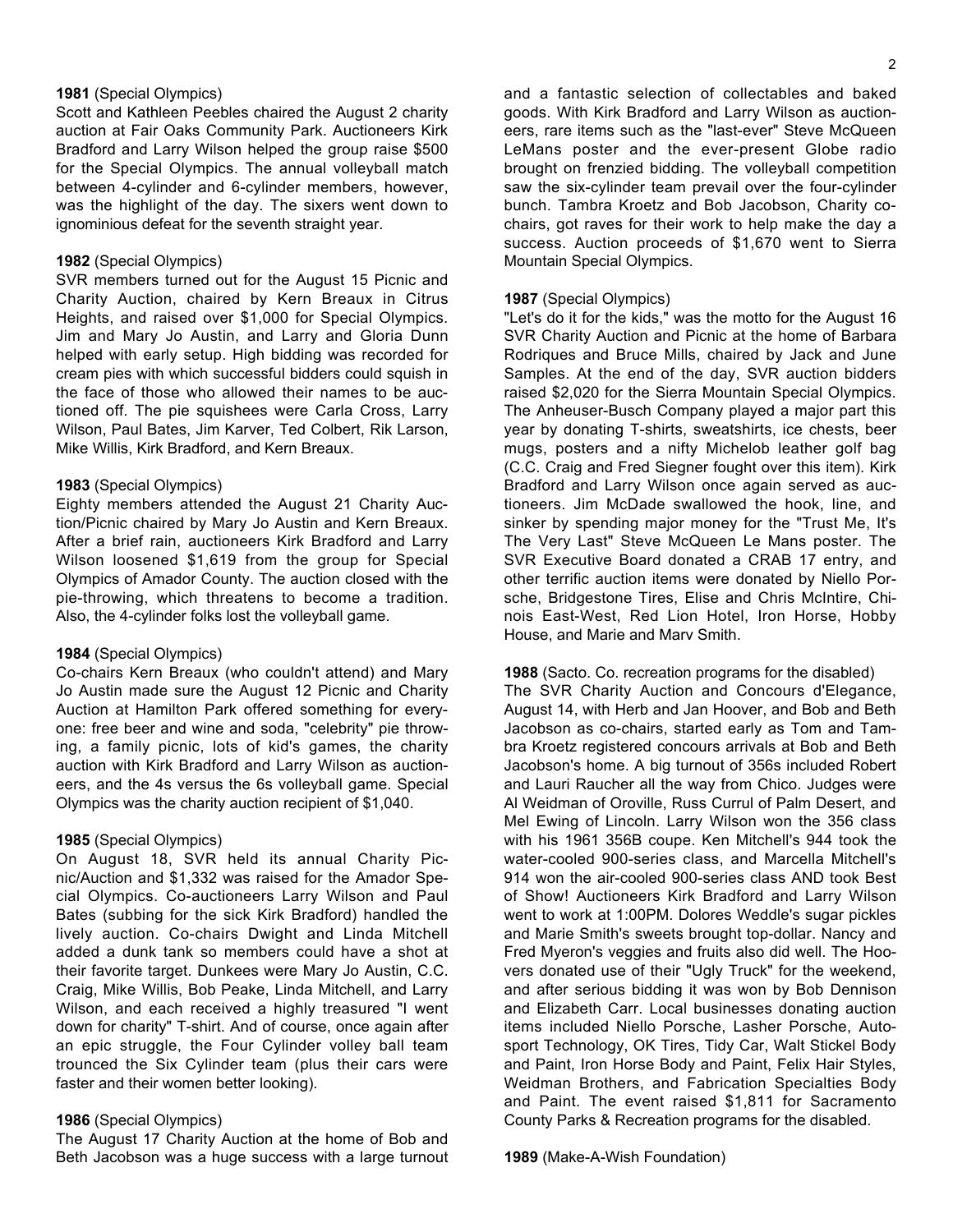**1981** (Special Olympics)
Scott and Kathleen Peebles chaired the August 2 charity auction at Fair Oaks Community Park. Auctioneers Kirk Bradford and Larry Wilson helped the group raise $500 for the Special Olympics. The annual volleyball match between 4-cylinder and 6-cylinder members, however, was the highlight of the day. The sixers went down to ignominious defeat for the seventh straight year.

**1982** (Special Olympics)
SVR members turned out for the August 15 Picnic and Charity Auction, chaired by Kern Breaux in Citrus Heights, and raised over $1,000 for Special Olympics. Jim and Mary Jo Austin, and Larry and Gloria Dunn helped with early setup. High bidding was recorded for cream pies with which successful bidders could squish in the face of those who allowed their names to be auctioned off. The pie squishees were Carla Cross, Larry Wilson, Paul Bates, Jim Karver, Ted Colbert, Rik Larson, Mike Willis, Kirk Bradford, and Kern Breaux.

**1983** (Special Olympics)
Eighty members attended the August 21 Charity Auction/Picnic chaired by Mary Jo Austin and Kern Breaux. After a brief rain, auctioneers Kirk Bradford and Larry Wilson loosened $1,619 from the group for Special Olympics of Amador County. The auction closed with the pie-throwing, which threatens to become a tradition. Also, the 4-cylinder folks lost the volleyball game.

**1984** (Special Olympics)
Co-chairs Kern Breaux (who couldn't attend) and Mary Jo Austin made sure the August 12 Picnic and Charity Auction at Hamilton Park offered something for everyone: free beer and wine and soda, "celebrity" pie throwing, a family picnic, lots of kid's games, the charity auction with Kirk Bradford and Larry Wilson as auctioneers, and the 4s versus the 6s volleyball game. Special Olympics was the charity auction recipient of $1,040.

**1985** (Special Olympics)
On August 18, SVR held its annual Charity Picnic/Auction and $1,332 was raised for the Amador Special Olympics. Co-auctioneers Larry Wilson and Paul Bates (subbing for the sick Kirk Bradford) handled the lively auction. Co-chairs Dwight and Linda Mitchell added a dunk tank so members could have a shot at their favorite target. Dunkees were Mary Jo Austin, C.C. Craig, Mike Willis, Bob Peake, Linda Mitchell, and Larry Wilson, and each received a highly treasured "I went down for charity" T-shirt. And of course, once again after an epic struggle, the Four Cylinder volley ball team trounced the Six Cylinder team (plus their cars were faster and their women better looking).

**1986** (Special Olympics)
The August 17 Charity Auction at the home of Bob and Beth Jacobson was a huge success with a large turnout and a fantastic selection of collectables and baked goods. With Kirk Bradford and Larry Wilson as auctioneers, rare items such as the "last-ever" Steve McQueen LeMans poster and the ever-present Globe radio brought on frenzied bidding. The volleyball competition saw the six-cylinder team prevail over the four-cylinder bunch. Tambra Kroetz and Bob Jacobson, Charity co-chairs, got raves for their work to help make the day a success. Auction proceeds of $1,670 went to Sierra Mountain Special Olympics.

**1987** (Special Olympics)
"Let's do it for the kids," was the motto for the August 16 SVR Charity Auction and Picnic at the home of Barbara Rodriques and Bruce Mills, chaired by Jack and June Samples. At the end of the day, SVR auction bidders raised $2,020 for the Sierra Mountain Special Olympics. The Anheuser-Busch Company played a major part this year by donating T-shirts, sweatshirts, ice chests, beer mugs, posters and a nifty Michelob leather golf bag (C.C. Craig and Fred Siegner fought over this item). Kirk Bradford and Larry Wilson once again served as auctioneers. Jim McDade swallowed the hook, line, and sinker by spending major money for the "Trust Me, It's The Very Last" Steve McQueen Le Mans poster. The SVR Executive Board donated a CRAB 17 entry, and other terrific auction items were donated by Niello Porsche, Bridgestone Tires, Elise and Chris McIntire, Chinois East-West, Red Lion Hotel, Iron Horse, Hobby House, and Marie and Marv Smith.

**1988** (Sacto. Co. recreation programs for the disabled)
The SVR Charity Auction and Concours d'Elegance, August 14, with Herb and Jan Hoover, and Bob and Beth Jacobson as co-chairs, started early as Tom and Tambra Kroetz registered concours arrivals at Bob and Beth Jacobson's home. A big turnout of 356s included Robert and Lauri Raucher all the way from Chico. Judges were Al Weidman of Oroville, Russ Currul of Palm Desert, and Mel Ewing of Lincoln. Larry Wilson won the 356 class with his 1961 356B coupe. Ken Mitchell's 944 took the water-cooled 900-series class, and Marcella Mitchell's 914 won the air-cooled 900-series class AND took Best of Show! Auctioneers Kirk Bradford and Larry Wilson went to work at 1:00PM. Dolores Weddle's sugar pickles and Marie Smith's sweets brought top-dollar. Nancy and Fred Myeron's veggies and fruits also did well. The Hoovers donated use of their "Ugly Truck" for the weekend, and after serious bidding it was won by Bob Dennison and Elizabeth Carr. Local businesses donating auction items included Niello Porsche, Lasher Porsche, Autosport Technology, OK Tires, Tidy Car, Walt Stickel Body and Paint, Iron Horse Body and Paint, Felix Hair Styles, Weidman Brothers, and Fabrication Specialties Body and Paint. The event raised $1,811 for Sacramento County Parks & Recreation programs for the disabled.

**1989** (Make-A-Wish Foundation)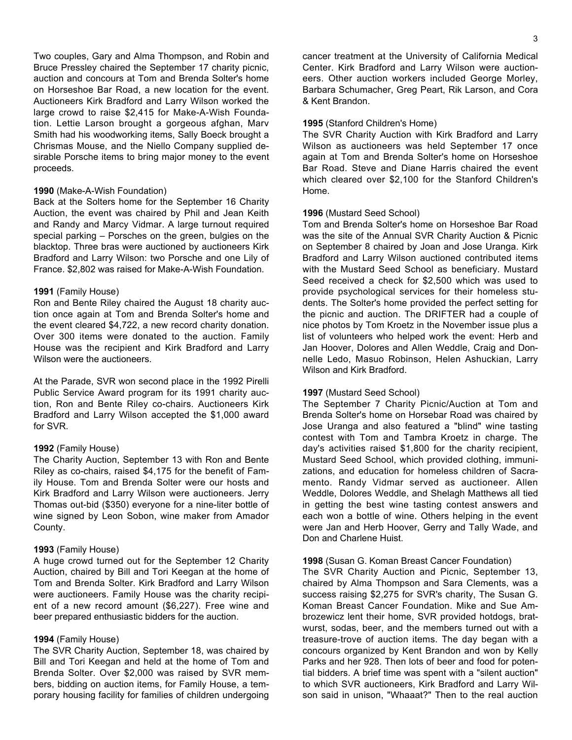Two couples, Gary and Alma Thompson, and Robin and Bruce Pressley chaired the September 17 charity picnic, auction and concours at Tom and Brenda Solter's home on Horseshoe Bar Road, a new location for the event. Auctioneers Kirk Bradford and Larry Wilson worked the large crowd to raise $2,415 for Make-A-Wish Foundation. Lettie Larson brought a gorgeous afghan, Marv Smith had his woodworking items, Sally Boeck brought a Chrismas Mouse, and the Niello Company supplied desirable Porsche items to bring major money to the event proceeds.

**1990** (Make-A-Wish Foundation)
Back at the Solters home for the September 16 Charity Auction, the event was chaired by Phil and Jean Keith and Randy and Marcy Vidmar. A large turnout required special parking – Porsches on the green, bulgies on the blacktop. Three bras were auctioned by auctioneers Kirk Bradford and Larry Wilson: two Porsche and one Lily of France. $2,802 was raised for Make-A-Wish Foundation.

**1991** (Family House)
Ron and Bente Riley chaired the August 18 charity auction once again at Tom and Brenda Solter's home and the event cleared $4,722, a new record charity donation. Over 300 items were donated to the auction. Family House was the recipient and Kirk Bradford and Larry Wilson were the auctioneers.

At the Parade, SVR won second place in the 1992 Pirelli Public Service Award program for its 1991 charity auction, Ron and Bente Riley co-chairs. Auctioneers Kirk Bradford and Larry Wilson accepted the $1,000 award for SVR.

**1992** (Family House)
The Charity Auction, September 13 with Ron and Bente Riley as co-chairs, raised $4,175 for the benefit of Family House. Tom and Brenda Solter were our hosts and Kirk Bradford and Larry Wilson were auctioneers. Jerry Thomas out-bid ($350) everyone for a nine-liter bottle of wine signed by Leon Sobon, wine maker from Amador County.

**1993** (Family House)
A huge crowd turned out for the September 12 Charity Auction, chaired by Bill and Tori Keegan at the home of Tom and Brenda Solter. Kirk Bradford and Larry Wilson were auctioneers. Family House was the charity recipient of a new record amount ($6,227). Free wine and beer prepared enthusiastic bidders for the auction.

**1994** (Family House)
The SVR Charity Auction, September 18, was chaired by Bill and Tori Keegan and held at the home of Tom and Brenda Solter. Over $2,000 was raised by SVR members, bidding on auction items, for Family House, a temporary housing facility for families of children undergoing cancer treatment at the University of California Medical Center. Kirk Bradford and Larry Wilson were auctioneers. Other auction workers included George Morley, Barbara Schumacher, Greg Peart, Rik Larson, and Cora & Kent Brandon.

**1995** (Stanford Children's Home)
The SVR Charity Auction with Kirk Bradford and Larry Wilson as auctioneers was held September 17 once again at Tom and Brenda Solter's home on Horseshoe Bar Road. Steve and Diane Harris chaired the event which cleared over $2,100 for the Stanford Children's Home.

**1996** (Mustard Seed School)
Tom and Brenda Solter's home on Horseshoe Bar Road was the site of the Annual SVR Charity Auction & Picnic on September 8 chaired by Joan and Jose Uranga. Kirk Bradford and Larry Wilson auctioned contributed items with the Mustard Seed School as beneficiary. Mustard Seed received a check for $2,500 which was used to provide psychological services for their homeless students. The Solter's home provided the perfect setting for the picnic and auction. The DRIFTER had a couple of nice photos by Tom Kroetz in the November issue plus a list of volunteers who helped work the event: Herb and Jan Hoover, Dolores and Allen Weddle, Craig and Donnelle Ledo, Masuo Robinson, Helen Ashuckian, Larry Wilson and Kirk Bradford.

**1997** (Mustard Seed School)
The September 7 Charity Picnic/Auction at Tom and Brenda Solter's home on Horsebar Road was chaired by Jose Uranga and also featured a "blind" wine tasting contest with Tom and Tambra Kroetz in charge. The day's activities raised $1,800 for the charity recipient, Mustard Seed School, which provided clothing, immunizations, and education for homeless children of Sacramento. Randy Vidmar served as auctioneer. Allen Weddle, Dolores Weddle, and Shelagh Matthews all tied in getting the best wine tasting contest answers and each won a bottle of wine. Others helping in the event were Jan and Herb Hoover, Gerry and Tally Wade, and Don and Charlene Huist.

**1998** (Susan G. Koman Breast Cancer Foundation)
The SVR Charity Auction and Picnic, September 13, chaired by Alma Thompson and Sara Clements, was a success raising $2,275 for SVR's charity, The Susan G. Koman Breast Cancer Foundation. Mike and Sue Ambrozewicz lent their home, SVR provided hotdogs, bratwurst, sodas, beer, and the members turned out with a treasure-trove of auction items. The day began with a concours organized by Kent Brandon and won by Kelly Parks and her 928. Then lots of beer and food for potential bidders. A brief time was spent with a "silent auction" to which SVR auctioneers, Kirk Bradford and Larry Wilson said in unison, "Whaaat?" Then to the real auction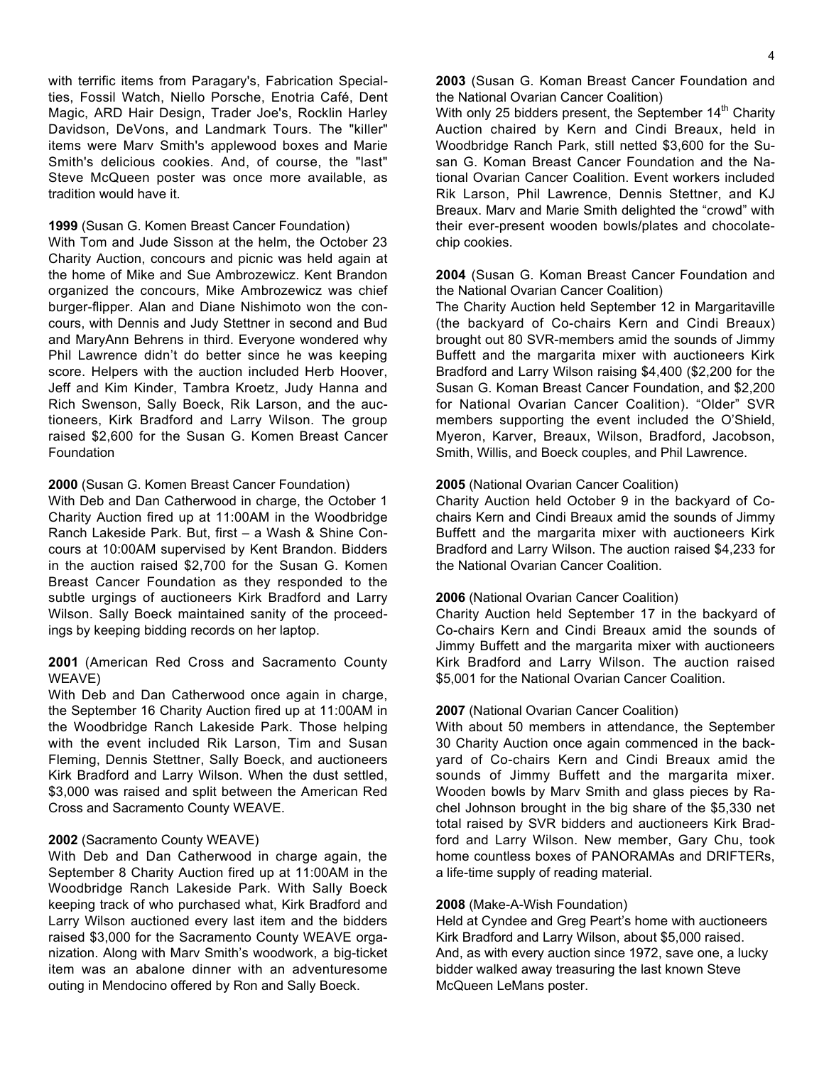with terrific items from Paragary's, Fabrication Specialties, Fossil Watch, Niello Porsche, Enotria Café, Dent Magic, ARD Hair Design, Trader Joe's, Rocklin Harley Davidson, DeVons, and Landmark Tours. The "killer" items were Marv Smith's applewood boxes and Marie Smith's delicious cookies. And, of course, the "last" Steve McQueen poster was once more available, as tradition would have it.

**1999** (Susan G. Komen Breast Cancer Foundation)
With Tom and Jude Sisson at the helm, the October 23 Charity Auction, concours and picnic was held again at the home of Mike and Sue Ambrozewicz. Kent Brandon organized the concours, Mike Ambrozewicz was chief burger-flipper. Alan and Diane Nishimoto won the concours, with Dennis and Judy Stettner in second and Bud and MaryAnn Behrens in third. Everyone wondered why Phil Lawrence didn't do better since he was keeping score. Helpers with the auction included Herb Hoover, Jeff and Kim Kinder, Tambra Kroetz, Judy Hanna and Rich Swenson, Sally Boeck, Rik Larson, and the auctioneers, Kirk Bradford and Larry Wilson. The group raised $2,600 for the Susan G. Komen Breast Cancer Foundation

**2000** (Susan G. Komen Breast Cancer Foundation)
With Deb and Dan Catherwood in charge, the October 1 Charity Auction fired up at 11:00AM in the Woodbridge Ranch Lakeside Park. But, first – a Wash & Shine Concours at 10:00AM supervised by Kent Brandon. Bidders in the auction raised $2,700 for the Susan G. Komen Breast Cancer Foundation as they responded to the subtle urgings of auctioneers Kirk Bradford and Larry Wilson. Sally Boeck maintained sanity of the proceedings by keeping bidding records on her laptop.

**2001** (American Red Cross and Sacramento County WEAVE)
With Deb and Dan Catherwood once again in charge, the September 16 Charity Auction fired up at 11:00AM in the Woodbridge Ranch Lakeside Park. Those helping with the event included Rik Larson, Tim and Susan Fleming, Dennis Stettner, Sally Boeck, and auctioneers Kirk Bradford and Larry Wilson. When the dust settled, $3,000 was raised and split between the American Red Cross and Sacramento County WEAVE.

**2002** (Sacramento County WEAVE)
With Deb and Dan Catherwood in charge again, the September 8 Charity Auction fired up at 11:00AM in the Woodbridge Ranch Lakeside Park. With Sally Boeck keeping track of who purchased what, Kirk Bradford and Larry Wilson auctioned every last item and the bidders raised $3,000 for the Sacramento County WEAVE organization. Along with Marv Smith's woodwork, a big-ticket item was an abalone dinner with an adventuresome outing in Mendocino offered by Ron and Sally Boeck.

**2003** (Susan G. Koman Breast Cancer Foundation and the National Ovarian Cancer Coalition)
With only 25 bidders present, the September 14th Charity Auction chaired by Kern and Cindi Breaux, held in Woodbridge Ranch Park, still netted $3,600 for the Susan G. Koman Breast Cancer Foundation and the National Ovarian Cancer Coalition. Event workers included Rik Larson, Phil Lawrence, Dennis Stettner, and KJ Breaux. Marv and Marie Smith delighted the "crowd" with their ever-present wooden bowls/plates and chocolate-chip cookies.

**2004** (Susan G. Koman Breast Cancer Foundation and the National Ovarian Cancer Coalition)
The Charity Auction held September 12 in Margaritaville (the backyard of Co-chairs Kern and Cindi Breaux) brought out 80 SVR-members amid the sounds of Jimmy Buffett and the margarita mixer with auctioneers Kirk Bradford and Larry Wilson raising $4,400 ($2,200 for the Susan G. Koman Breast Cancer Foundation, and $2,200 for National Ovarian Cancer Coalition). "Older" SVR members supporting the event included the O'Shield, Myeron, Karver, Breaux, Wilson, Bradford, Jacobson, Smith, Willis, and Boeck couples, and Phil Lawrence.

**2005** (National Ovarian Cancer Coalition)
Charity Auction held October 9 in the backyard of Co-chairs Kern and Cindi Breaux amid the sounds of Jimmy Buffett and the margarita mixer with auctioneers Kirk Bradford and Larry Wilson. The auction raised $4,233 for the National Ovarian Cancer Coalition.

**2006** (National Ovarian Cancer Coalition)
Charity Auction held September 17 in the backyard of Co-chairs Kern and Cindi Breaux amid the sounds of Jimmy Buffett and the margarita mixer with auctioneers Kirk Bradford and Larry Wilson. The auction raised $5,001 for the National Ovarian Cancer Coalition.

**2007** (National Ovarian Cancer Coalition)
With about 50 members in attendance, the September 30 Charity Auction once again commenced in the backyard of Co-chairs Kern and Cindi Breaux amid the sounds of Jimmy Buffett and the margarita mixer. Wooden bowls by Marv Smith and glass pieces by Rachel Johnson brought in the big share of the $5,330 net total raised by SVR bidders and auctioneers Kirk Bradford and Larry Wilson. New member, Gary Chu, took home countless boxes of PANORAMAs and DRIFTERs, a life-time supply of reading material.

**2008** (Make-A-Wish Foundation)
Held at Cyndee and Greg Peart's home with auctioneers Kirk Bradford and Larry Wilson, about $5,000 raised. And, as with every auction since 1972, save one, a lucky bidder walked away treasuring the last known Steve McQueen LeMans poster.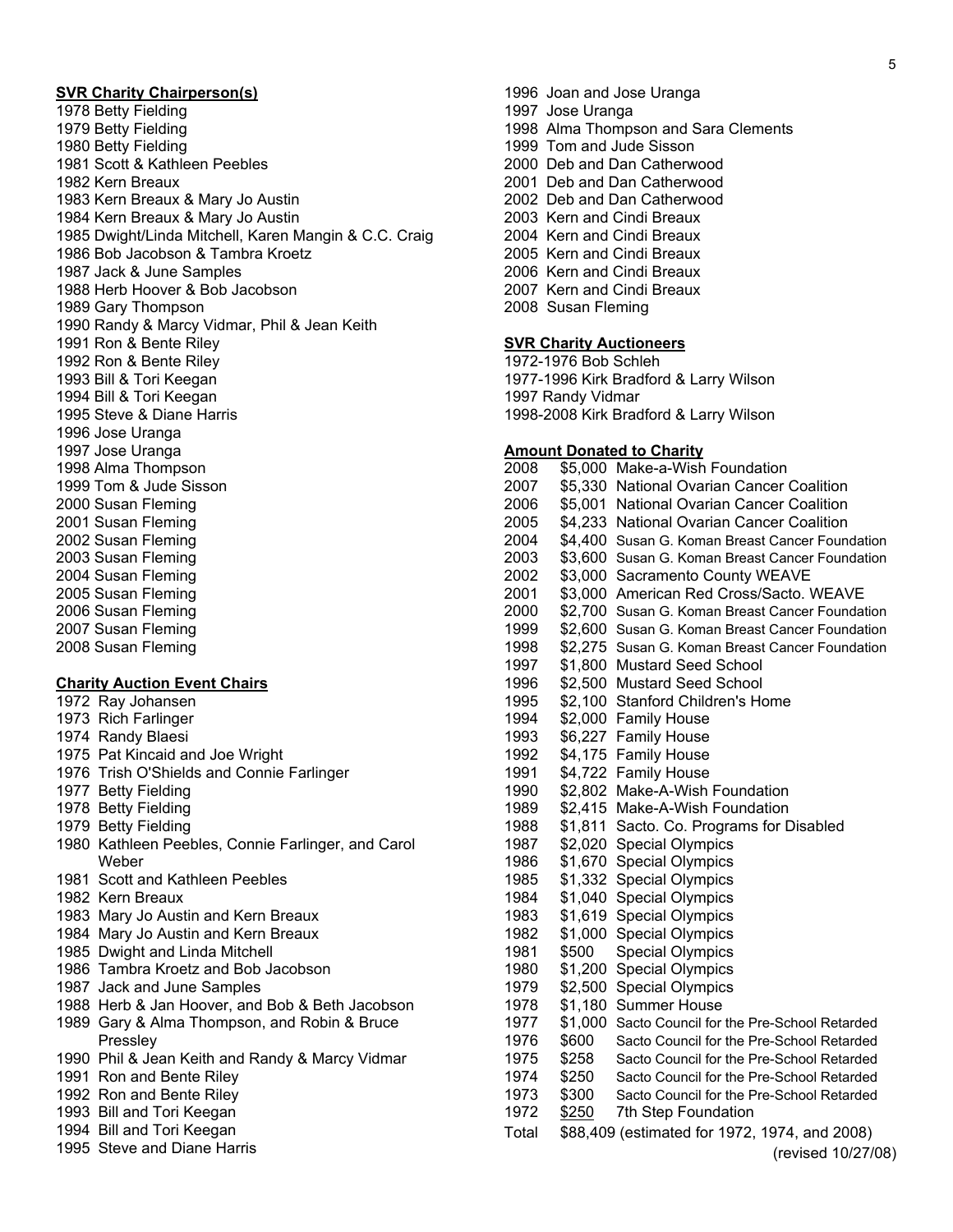**SVR Charity Chairperson(s)**

1978 Betty Fielding
1979 Betty Fielding
1980 Betty Fielding
1981 Scott & Kathleen Peebles
1982 Kern Breaux
1983 Kern Breaux & Mary Jo Austin
1984 Kern Breaux & Mary Jo Austin
1985 Dwight/Linda Mitchell, Karen Mangin & C.C. Craig
1986 Bob Jacobson & Tambra Kroetz
1987 Jack & June Samples
1988 Herb Hoover & Bob Jacobson
1989 Gary Thompson
1990 Randy & Marcy Vidmar, Phil & Jean Keith
1991 Ron & Bente Riley
1992 Ron & Bente Riley
1993 Bill & Tori Keegan
1994 Bill & Tori Keegan
1995 Steve & Diane Harris
1996 Jose Uranga
1997 Jose Uranga
1998 Alma Thompson
1999 Tom & Jude Sisson
2000 Susan Fleming
2001 Susan Fleming
2002 Susan Fleming
2003 Susan Fleming
2004 Susan Fleming
2005 Susan Fleming
2006 Susan Fleming
2007 Susan Fleming
2008 Susan Fleming

**Charity Auction Event Chairs**

1972 Ray Johansen
1973 Rich Farlinger
1974 Randy Blaesi
1975 Pat Kincaid and Joe Wright
1976 Trish O'Shields and Connie Farlinger
1977 Betty Fielding
1978 Betty Fielding
1979 Betty Fielding
1980 Kathleen Peebles, Connie Farlinger, and Carol Weber
1981 Scott and Kathleen Peebles
1982 Kern Breaux
1983 Mary Jo Austin and Kern Breaux
1984 Mary Jo Austin and Kern Breaux
1985 Dwight and Linda Mitchell
1986 Tambra Kroetz and Bob Jacobson
1987 Jack and June Samples
1988 Herb & Jan Hoover, and Bob & Beth Jacobson
1989 Gary & Alma Thompson, and Robin & Bruce Pressley
1990 Phil & Jean Keith and Randy & Marcy Vidmar
1991 Ron and Bente Riley
1992 Ron and Bente Riley
1993 Bill and Tori Keegan
1994 Bill and Tori Keegan
1995 Steve and Diane Harris
1996 Joan and Jose Uranga
1997 Jose Uranga
1998 Alma Thompson and Sara Clements
1999 Tom and Jude Sisson
2000 Deb and Dan Catherwood
2001 Deb and Dan Catherwood
2002 Deb and Dan Catherwood
2003 Kern and Cindi Breaux
2004 Kern and Cindi Breaux
2005 Kern and Cindi Breaux
2006 Kern and Cindi Breaux
2007 Kern and Cindi Breaux
2008 Susan Fleming

**SVR Charity Auctioneers**

1972-1976 Bob Schleh
1977-1996 Kirk Bradford & Larry Wilson
1997 Randy Vidmar
1998-2008 Kirk Bradford & Larry Wilson

**Amount Donated to Charity**

| | | |
|---|---|---|
| 2008 | \$5,000 | Make-a-Wish Foundation |
| 2007 | \$5,330 | National Ovarian Cancer Coalition |
| 2006 | \$5,001 | National Ovarian Cancer Coalition |
| 2005 | \$4,233 | National Ovarian Cancer Coalition |
| 2004 | \$4,400 | Susan G. Koman Breast Cancer Foundation |
| 2003 | \$3,600 | Susan G. Koman Breast Cancer Foundation |
| 2002 | \$3,000 | Sacramento County WEAVE |
| 2001 | \$3,000 | American Red Cross/Sacto. WEAVE |
| 2000 | \$2,700 | Susan G. Koman Breast Cancer Foundation |
| 1999 | \$2,600 | Susan G. Koman Breast Cancer Foundation |
| 1998 | \$2,275 | Susan G. Koman Breast Cancer Foundation |
| 1997 | \$1,800 | Mustard Seed School |
| 1996 | \$2,500 | Mustard Seed School |
| 1995 | \$2,100 | Stanford Children's Home |
| 1994 | \$2,000 | Family House |
| 1993 | \$6,227 | Family House |
| 1992 | \$4,175 | Family House |
| 1991 | \$4,722 | Family House |
| 1990 | \$2,802 | Make-A-Wish Foundation |
| 1989 | \$2,415 | Make-A-Wish Foundation |
| 1988 | \$1,811 | Sacto. Co. Programs for Disabled |
| 1987 | \$2,020 | Special Olympics |
| 1986 | \$1,670 | Special Olympics |
| 1985 | \$1,332 | Special Olympics |
| 1984 | \$1,040 | Special Olympics |
| 1983 | \$1,619 | Special Olympics |
| 1982 | \$1,000 | Special Olympics |
| 1981 | \$500 | Special Olympics |
| 1980 | \$1,200 | Special Olympics |
| 1979 | \$2,500 | Special Olympics |
| 1978 | \$1,180 | Summer House |
| 1977 | \$1,000 | Sacto Council for the Pre-School Retarded |
| 1976 | \$600 | Sacto Council for the Pre-School Retarded |
| 1975 | \$258 | Sacto Council for the Pre-School Retarded |
| 1974 | \$250 | Sacto Council for the Pre-School Retarded |
| 1973 | \$300 | Sacto Council for the Pre-School Retarded |
| 1972 | \$250 | 7th Step Foundation |
| Total | \$88,409 (estimated for 1972, 1974, and 2008) | |

(revised 10/27/08)